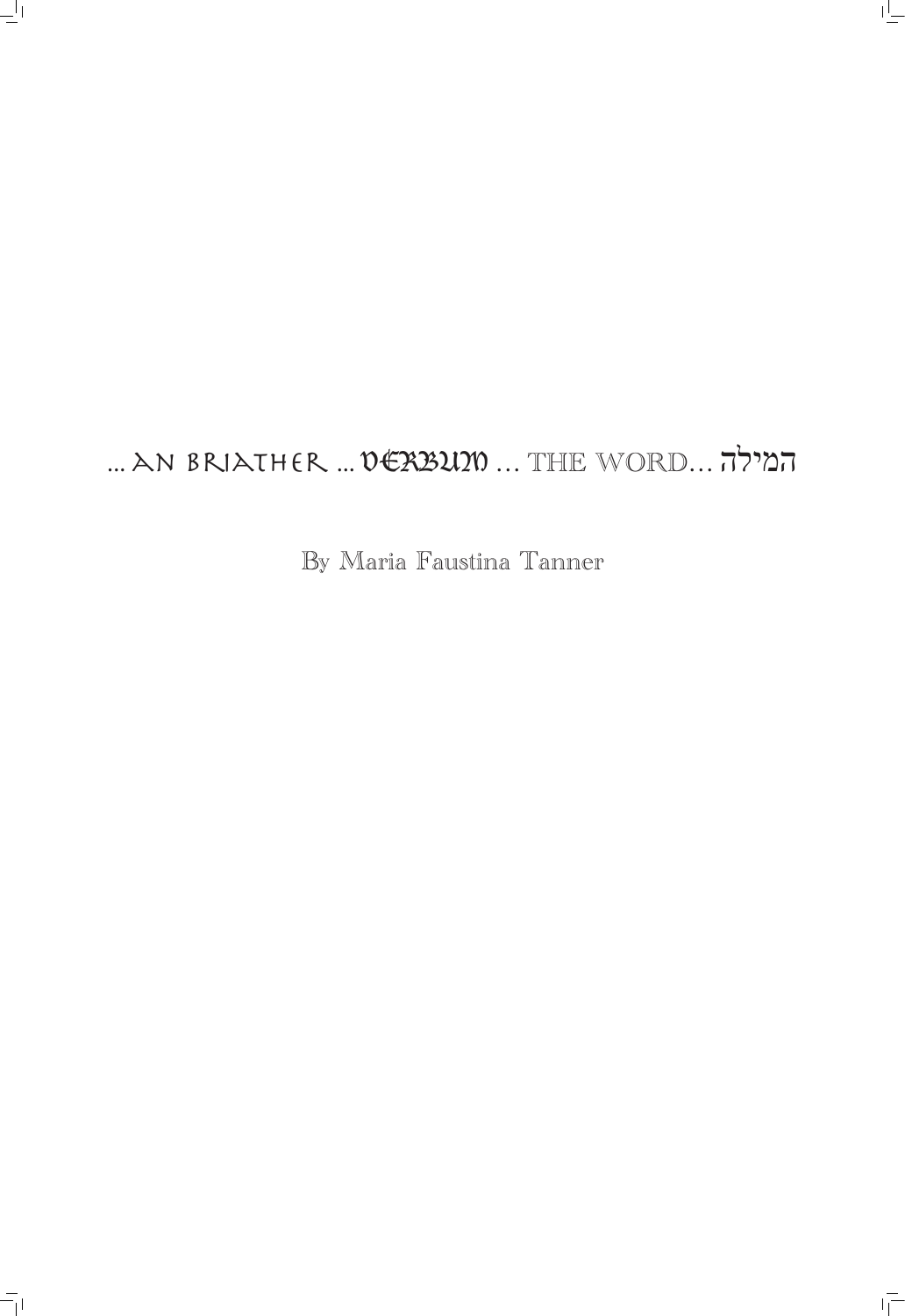# ... AN BRIATHER ... VERBUM ... THE WORD... המילה

By Maria Faustina Tanner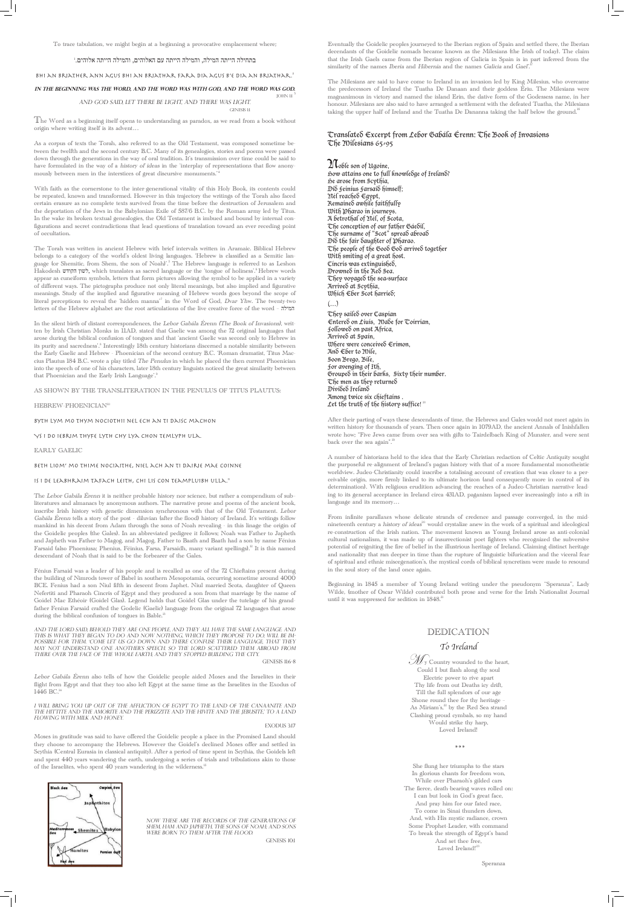To trace tabulation, we might begin at a beginning a provocative emplacement where;

בתחילה הייתה המילה, והמילה הייתה עם האלוהים, והמילה הייתה אלוהים.[1]

BHÍ AN BRIATHER ANN AGUS BHÍ AN BRIATHAR FARA DIA AGUS B'É DIA AN BRIATHAR.[2]

***IN THE BEGINNING WAS THE WORD, AND THE WORD WAS WITH GOD, AND THE WORD WAS GOD.***

JOHN 1:1[3]

*AND GOD SAID, LET THERE BE LIGHT: AND THERE WAS LIGHT.*

GENESIS 1:1

The Word as a beginning itself opens to understanding as paradox, as we read from a book without origin where writing itself is its advent…

As a corpus of texts the Torah, also referred to as the Old Testament, was composed sometime between the twelfth and the second century B.C. Many of its genealogies, stories and poems were passed down through the generations in the way of oral tradition. It's transmission over time could be said to have formulated in the way of a *history of ideas* in the 'interplay of representations that flow anonymously between men in the interstices of great discursive monuments.'[4]

With faith as the cornerstone to the inter-generational vitality of this Holy Book, its contents could be repeated, known and transformed. However in this trajectory the writings of the Torah also faced certain erasure as no complete texts survived from the time before the destruction of Jerusalem and the deportation of the Jews in the Babylonian Exile of 587/6 B.C. by the Roman army led by Titus. In the wake its broken textual genealogies, the Old Testament is imbued and bound by internal configurations and secret contradictions that lead questions of translation toward an ever receding point of occultation.

The Torah was written in ancient Hebrew with brief intervals written in Aramaic. Biblical Hebrew belongs to a category of the world's oldest living languages. 'Hebrew is classified as a Semitic language (or Shemitic, from Shem, the son of Noah)'.[5] The Hebrew language is referred to as Leshon Hakodesh לשון הקודש, which translates as sacred language or the 'tongue of holiness'.[6] Hebrew words appear as cuneiform symbols, letters that form pictures allowing the symbol to be applied in a variety of different ways. The pictographs produce not only literal meanings, but also implied and figurative meanings. Study of the implied and figurative meaning of Hebrew words goes beyond the scope of literal perceptions to reveal the 'hidden manna'[7] in the Word of God, *Dvar Yhw*. The twenty-two letters of the Hebrew alphabet are the root articulations of the live creative force of the word - המילה.

In the silent birth of distant correspondences, the *Lebor Gabála Érenn (The Book of Invasions)*, written by Irish Christian Monks in 11AD, stated that Gaelic was among the 72 original languages that arose during the biblical confusion of tongues and that 'ancient Gaelic was second only to Hebrew in its purity and sacredness'.[8] Interestingly 18th century historians discerned a notable similarity between the Early Gaelic and Hebrew - Phoenician of the second century B.C. 'Roman dramatist, Titus Maccius Plautus 184 B.C. wrote a play titled *The Penulus* in which he placed the then current Phoenician into the speech of one of his characters, later 18th century linguists noticed the great similarity between that Phoenician and the Early Irish Language'.[9]

AS SHOWN BY THE TRANSLITERATION IN THE PENULUS OF TITUS PLAUTUS:

HEBREW-PHOENICIAN[10]

BYTH LYM MO THYM NOCIOTHII NEL ECH AN TI DAISC MACHON

YS I DO IEBRIM THYFE LYTH CHY LYA CHON TEMLYPH ULA.

EARLY GAELIC

BETH LIOM' MO THIME NOCLAITHE, NIEL ACH AN TI DAIRIE MAE COINNE

IS I DE LEABHRAIM TAFACH LEITH, CHI LIS CON TEAMPLUIBH ULLA.[11]

The *Lebor Gabála Érenn* it is neither probable history nor science, but rather a compendium of sub-literatures and almanacs by anonymous authors. The narrative prose and poems of the ancient book, inscribe Irish history with genetic dimension synchronous with that of the Old Testament. *Lebor Gabála Érenn* tells a story of the post - diluvian (after the flood) history of Ireland. It's writings follow mankind in his decent from Adam through the sons of Noah revealing - in this linage the origin of the Goidelic peoples (the Gales). In an abbreviated pedigree it follows; Noah was Father to Japheth and Japheth was Father to Magog, and Magog, Father to Baath and Baath had a son by name Fénius Farsaid (also Phoeniusa; Phenius, Féinius, Farsa, Farsaidh, many variant spellings).[12] It is this named descendant of Noah that is said to be the forbearer of the Gales.

Fénius Farsaid was a leader of his people and is recalled as one of the 72 Chieftains present during the building of Nimrods tower of Babel in southern Mesopotamia, occurring sometime around 4000 BCE. Fenius had a son Niul fifth in descent from Japhet. Niul married Scota, daughter of Queen Nefertiti and Pharaoh Cincris of Egypt and they produced a son from that marriage by the name of Goidel Mac Ethéoir (Goidel Glas). Legend holds that Goidel Glas under the tutelage of his grandfather Fenius Farsaid crafted the Godelic (Gaelic) language from the original 72 languages that arose during the biblical confusion of tongues in Bable.[13]

*AND THE LORD SAID, BEHOLD THEY ARE ONE PEOPLE, AND THEY ALL HAVE THE SAME LANGUAGE AND THIS IS WHAT THEY BEGAN TO DO AND NOW NOTHING, WHICH THEY PROPOSE TO DO, WILL BE IMPOSSIBLE FOR THEM. COME LET US GO DOWN AND THERE CONFUSE THEIR LANGUAGE, THAT THEY MAY NOT UNDERSTAND ONE ANOTHER'S SPEECH. SO THE LORD SCATTERED THEM ABROAD FROM THERE OVER THE FACE OF THE WHOLE EARTH; AND THEY STOPPED BUILDING THE CITY.*

GENESIS 11:6-8

*Lebor Gabála Érenn* also tells of how the Goidelic people aided Moses and the Israelites in their flight from Egypt and that they too also left Egypt at the same time as the Israelites in the Exodus of 1446 BC.[14]

*I WILL BRING YOU UP OUT OF THE AFFLICTION OF EGYPT TO THE LAND OF THE CANAANITE AND THE HITTITE AND THE AMORITE AND THE PERIZZITE AND THE HIVITE AND THE JEBUSITE,' TO A LAND FLOWING WITH MILK AND HONEY.*

EXODUS 3:17

Moses in gratitude was said to have offered the Goidelic people a place in the Promised Land should they choose to accompany the Hebrews. However the Goidel's declined Moses offer and settled in Scythia (Central Eurasia in classical antiquity). After a period of time spent in Scythia, the Goidels left and spent 440 years wandering the earth, undergoing a series of trials and tribulations akin to those of the Israelites, who spent 40 years wandering in the wilderness.[15]

*NOW THESE ARE THE RECORDS OF THE GENERATIONS OF SHEM, HAM AND JAPHETH, THE SONS OF NOAH; AND SONS WERE BORN TO THEM AFTER THE FLOOD.*

GENESIS 10:1

Eventually the Goidelic peoples journeyed to the Iberian region of Spain and settled there, the Iberian decendants of the Goidelic nomads became known as the Milesians (the Irish of today). The claim that the Irish Gaels came from the Iberian region of Galicia in Spain is in part inferred from the similarity of the names *Iberia* and *Hibernia* and the names *Galicia* and *Gael*.[17]

The Milesians are said to have come to Ireland in an invasion led by King Milesius, who overcame the predecessors of Ireland the Tuatha De Danaan and their goddess Ériu. The Milesians were magnanimous in victory and named the island Erin, the dative form of the Godesess name, in her honour. Milesians are also said to have arranged a settlement with the defeated Tuatha, the Milesians taking the upper half of Ireland and the Tuatha De Dananna taking the half below the ground.[18]

### Translated Excerpt from Lebor Gabála Érenn: The Book of Invasions The Milesians 65-95

Noble son of Ugoine,
How attains one to full knowledge of Ireland?
He arose from Scythia,
Did Feinius Farsaid himself;
Nel reached Egypt,
Remained awhile faithfully
With Pharao in journeys.
A betrothal of Nel, of Scota,
The conception of our father Gáedil,
The surname of "Scot" spread abroad
Did the fair daughter of Pharao.
The people of the Good God arrived together
With smiting of a great host.
Cincris was extinguished,
Drowned in the Red Sea.
They voyaged the sea-surface
Arrived at Scythia,
Which Eber Scot harried;
(…)
They sailed over Caspian
Entered on Liuis, Made for Toirrian,
Followed on past Africa,
Arrived at Spain,
Where were conceived Erimon,
And Eber to Mile,
Soon Brego, Bile,
For avenging of Ith,
Grouped in their barks, Sixty their number.
The men as they returned
Divided Ireland
Among twice six chieftains .
Let the truth of the history suffice![19]

After their parting of ways these descendants of time, the Hebrews and Gales would not meet again in written history for thousands of years. Then once again in 1079AD, the ancient Annals of Inishfallen wrote how; "Five Jews came from over sea with gifts to Tairdelbach King of Munster, and were sent back over the sea again".[20]

A number of historians held to the idea that the Early Christian redaction of Celtic Antiquity sought the purposeful re-alignment of Ireland's pagan history with that of a more fundamental monotheistic worldview. Judeo-Christianity could inscribe a totalising account of creation that was closer to a perceivable origin, more firmly linked to its ultimate horizon (and consequently more in control of its determination). With religious erudition advancing the reaches of a Judeo-Christian narrative leading to its general acceptance in Ireland circa 431AD, paganism lapsed ever increasingly into a rift in language and its memory…

From infinite parallaxes whose delicate strands of credence and passage converged, in the mid-nineteenth century a *history of ideas*[21] would crystalize anew in the work of a spiritual and ideological re-construction of the Irish nation. The movement known as Young Ireland arose as anti-colonial cultural nationalism, it was made up of insurrectionist poet fighters who recognized the subversive potential of reigniting the fire of belief in the illustrious heritage of Ireland. Claiming distinct heritage and nationality that ran deeper in time than the rupture of linguistic bifurication and the viceral fear of spiritual and ethnic miscegenation's, the mystical cords of biblical syncretism were made to resound in the soul story of the land once again.

Beginning in 1845 a member of Young Ireland writing under the pseudonym "Speranza", Lady Wilde, (mother of Oscar Wilde) contributed both prose and verse for the Irish Nationalist Journal until it was suppressed for sedition in 1848.[22]

## DEDICATION

### To Ireland

My Country wounded to the heart,
Could I but flash along thy soul
Electric power to rive apart
Thy life from out Deaths icy drift,
Till the full splendors of our age
Shone round thee for thy heritage –
As Miriam's,[23] by the Red Sea strand
Clashing proud cymbals, so my hand
Would strike thy harp,
Loved Ireland!

\* \* \*

She flung her triumphs to the stars
In glorious chants for freedom won,
While over Pharaoh's gilded cars
The fierce, death-bearing waves rolled on:
I can but look in God's great face,
And pray him for our fated race,
To come in Sinai thunders down,
And, with His mystic radiance, crown
Some Prophet-Leader, with command
To break the strength of Egypt's band
And set thee free,
Loved Ireland![24]

Speranza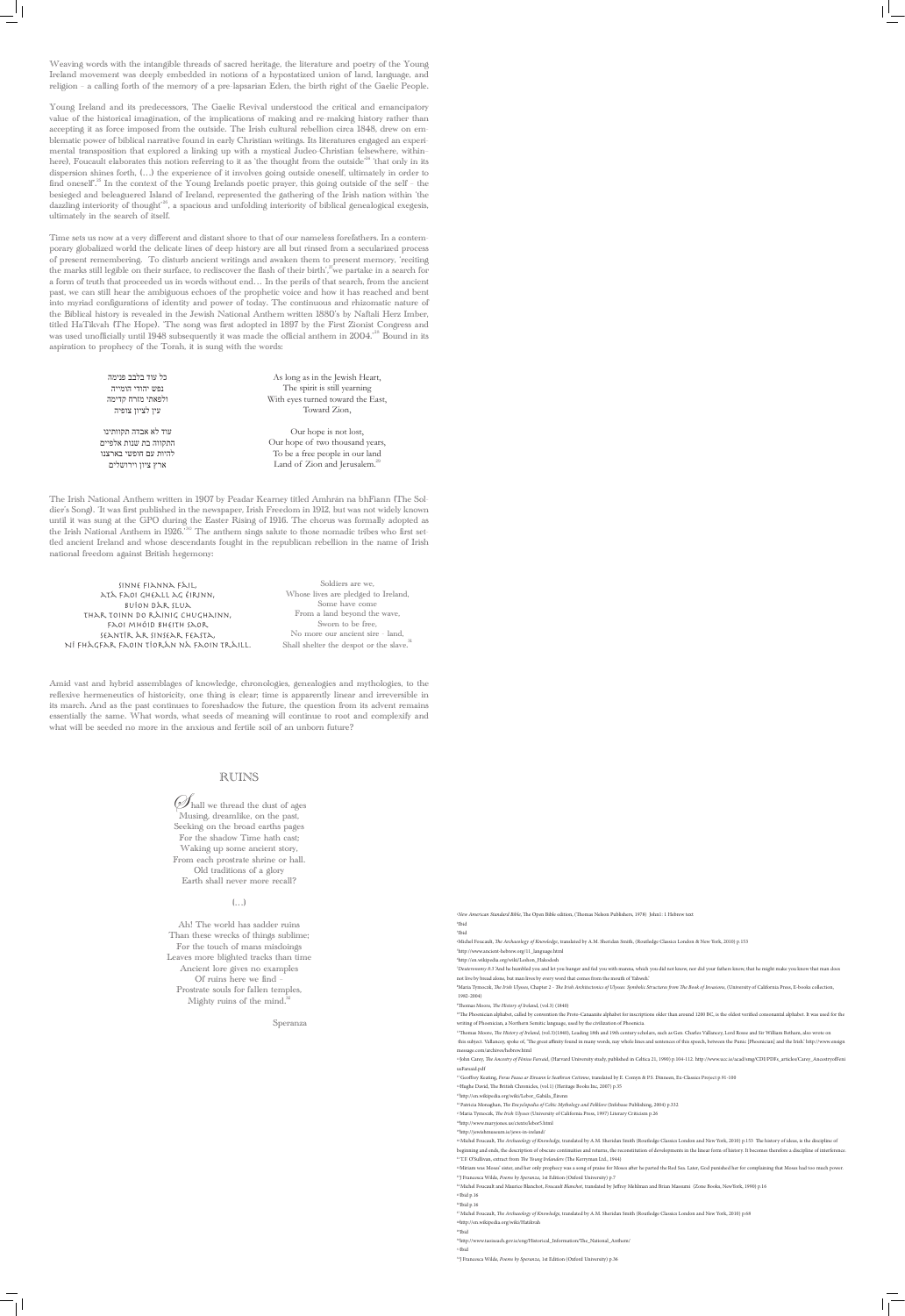Weaving words with the intangible threads of sacred heritage, the literature and poetry of the Young Ireland movement was deeply embedded in notions of a hypostatized union of land, language, and religion – a calling forth of the memory of a pre-lapsarian Eden, the birth right of the Gaelic People.

Young Ireland and its predecessors, The Gaelic Revival understood the critical and emancipatory value of the historical imagination, of the implications of making and re-making history rather than accepting it as force imposed from the outside. The Irish cultural rebellion circa 1848, drew on emblematic power of biblical narrative found in early Christian writings. Its literatures engaged an experimental transposition that explored a linking up with a mystical Judeo-Christian (elsewhere, within-here). Foucault elaborates this notion referring to it as 'the thought from the outside'[24] 'that only in its dispersion shines forth, (…) the experience of it involves going outside oneself, ultimately in order to find oneself'.[25] In the context of the Young Irelands poetic prayer, this going outside of the self – the besieged and beleaguered Island of Ireland, represented the gathering of the Irish nation within 'the dazzling interiority of thought'[26], a spacious and unfolding interiority of biblical genealogical exegesis, ultimately in the search of itself.

Time sets us now at a very different and distant shore to that of our nameless forefathers. In a contemporary globalized world the delicate lines of deep history are all but rinsed from a secularized process of present remembering. To disturb ancient writings and awaken them to present memory, 'reciting the marks still legible on their surface, to rediscover the flash of their birth',[27] we partake in a search for a form of truth that proceeded us in words without end… In the perils of that search, from the ancient past, we can still hear the ambiguous echoes of the prophetic voice and how it has reached and bent into myriad configurations of identity and power of today. The continuous and rhizomatic nature of the Biblical history is revealed in the Jewish National Anthem written 1880's by Naftali Herz Imber, titled HaTikvah (The Hope). 'The song was first adopted in 1897 by the First Zionist Congress and was used unofficially until 1948 subsequently it was made the official anthem in 2004.'[28] Bound in its aspiration to prophecy of the Torah, it is sung with the words:

| | |
|---|---|
| כל עוד בלבב פנימה<br>נפש יהודי הומייה<br>ולפאתי מזרח קדימה<br>עין לציון צופיה | As long as in the Jewish Heart,<br>The spirit is still yearning<br>With eyes turned toward the East,<br>Toward Zion, |
| עוד לא אבדה תקוותנו<br>התקווה בת שנות אלפיים<br>להיות עם חופשי בארצנו<br>ארץ ציון וירושלים | Our hope is not lost,<br>Our hope of two thousand years,<br>To be a free people in our land<br>Land of Zion and Jerusalem.[29] |

The Irish National Anthem written in 1907 by Peadar Kearney titled Amhrán na bhFiann (The Soldier's Song). 'It was first published in the newspaper, Irish Freedom in 1912, but was not widely known until it was sung at the GPO during the Easter Rising of 1916. The chorus was formally adopted as the Irish National Anthem in 1926.'[30] The anthem sings salute to those nomadic tribes who first settled ancient Ireland and whose descendants fought in the republican rebellion in the name of Irish national freedom against British hegemony:

| | |
|---|---|
| Sinne Fianna Fáil,<br>atá faoi gheall ag Éirinn,<br>buíon dár slua<br>thar toinn do ráinig chughainn,<br>faoi mhóid bheith saor.<br>Seantír ár sinsear feasta,<br>ní fhágfar faoin tíorán ná faoin tráill. | Soldiers are we,<br>Whose lives are pledged to Ireland,<br>Some have come<br>From a land beyond the wave,<br>Sworn to be free,<br>No more our ancient sire – land,<br>Shall shelter the despot or the slave.[31] |

Amid vast and hybrid assemblages of knowledge, chronologies, genealogies and mythologies, to the reflexive hermeneutics of historicity, one thing is clear; time is apparently linear and irreversible in its march. And as the past continues to foreshadow the future, the question from its advent remains essentially the same. What words, what seeds of meaning will continue to root and complexify and what will be seeded no more in the anxious and fertile soil of an unborn future?

## RUINS

Shall we thread the dust of ages
Musing, dreamlike, on the past,
Seeking on the broad earths pages
For the shadow Time hath cast;
Waking up some ancient story,
From each prostrate shrine or hall.
Old traditions of a glory
Earth shall never more recall?

(…)

Ah! The world has sadder ruins
Than these wrecks of things sublime;
For the touch of mans misdoings
Leaves more blighted tracks than time
Ancient lore gives no examples
Of ruins here we find –
Prostrate souls for fallen temples,
Mighty ruins of the mind.[32]

Speranza

---

[1] *New American Standard Bible*, The Open Bible edition, (Thomas Nelson Publishers, 1978) John1: 1 Hebrew text
[2] Ibid
[3] Ibid
[4] Michel Foucault, *The Archaeology of Knowledge*, translated by A.M. Sheridan Smith, (Routledge Classics London & New York, 2010) p.153
[5] http://www.ancient-hebrew.org/11_language.html
[6] http://en.wikipedia.org/wiki/Lashon_Hakodesh
[7] Deuteronomy 8:3 'And he humbled you and let you hunger and fed you with manna, which you did not know, nor did your fathers know, that he might make you know that man does not live by bread alone, but man lives by every word that comes from the mouth of Yahweh.'
[8] Maria Tymoczk, *The Irish Ulysses*, Chapter 2 - *The Irish Architectonics of Ulysses: Symbolic Structures from The Book of Invasions*, (University of California Press, E-books collection, 1982-2004)
[9] Thomas Moore, *The History of Ireland*, (vol.3) (1840)
[10] The Phoenician alphabet, called by convention the Proto-Canaanite alphabet for inscriptions older than around 1200 BC, is the oldest verified consonantal alphabet. It was used for the writing of Phoenician, a Northern Semitic language, used by the civilization of Phoenicia.
[11] Thomas Moore, *The History of Ireland*, (vol.3)(1840), Leading 18th and 19th century scholars, such as Gen. Charles Vallancey, Lord Rosse and Sir William Betham, also wrote on this subject. Vallancey, spoke of, 'The great affinity found in many words, nay whole lines and sentences of this speech, between the Punic [Phoenician] and the Irish.' http://www.ensign message.com/archives/hebrew.html
[12] John Carey, *The Ancestry of Fénius Farsaid*, (Harvard University study, published in Celtica 21, 1990) p.104-112. http://www.ucc.ie/acad/smg/CDI/PDFs_articles/Carey_AncestryofFeniusFarsaid.pdf
[13] Geoffrey Keating, *Foras Feasa ar Éireann le Seathrun Ceitinn*, translated by E. Comyn & P.S. Dinneen, Ex-Classics Project p.91-100
[14] Hughe David, The British Chronicles, (vol.1) (Heritage Books Inc, 2007) p.35
[15] http://en.wikipedia.org/wiki/Lebor_Gabála_Érenn
[16] Patricia Monaghan, *The Encyclopedia of Celtic Mythology and Folklore* (Infobase Publishing, 2004) p.332
[17] Maria Tymoczk, *The Irish Ulysses* (University of California Press, 1997) Literary Criticism p.26
[18] http://www.marryjones.us/ctexts/lebor5.html
[19] http://jewishmuseum.ie/jews-in-ireland/
[20] Michel Foucault, *The Archaeology of Knowledge*, translated by A.M. Sheridan Smith (Routledge Classics London and New York, 2010) p.153 'The history of ideas, is the discipline of beginning and ends, the description of obscure continuities and returns, the reconstruction of developments in the linear form of history. It becomes therefore a discipline of interference.
[21] T.F. O'Sullivan, extract from *The Young Irelanders* (The Kerryman Ltd., 1944)
[22] Miriam was Moses' sister, and her only prophecy was a song of praise for Moses after he parted the Red Sea. Later, God punished her for complaining that Moses had too much power.
[23] J Francesca Wilde, *Poems by Speranza*, 1st Edition (Oxford University) p.7
[24] Michel Foucault and Maurice Blanchot, *Foucault Blanchot*, translated by Jeffrey Mehlman and Brian Massumi (Zone Books, NewYork, 1990) p.16
[25] Ibid p.16
[26] Ibid p.16
[27] Michel Foucault, *The Archaeology of Knowledge*, translated by A.M. Sheridan Smith (Routledge Classics London and New York, 2010) p.68
[28] http://en.wikipedia.org/wiki/Hatikvah
[29] Ibid
[30] http://www.taoiseach.gov.ie/eng/Historical_Information/The_National_Anthem/
[31] Ibid
[32] J Francesca Wilde, *Poems by Speranza*, 1st Edition (Oxford University) p.36